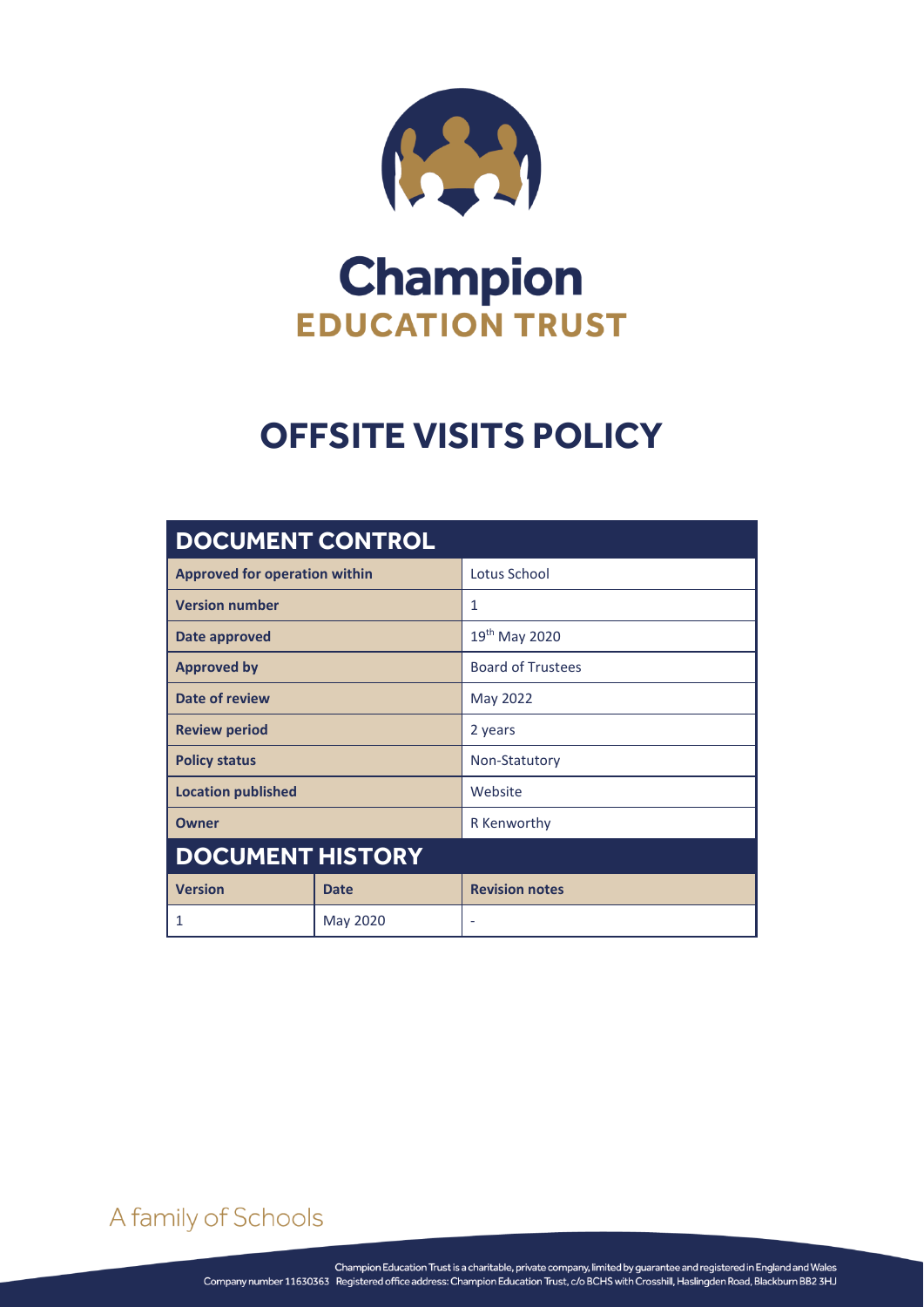# Champion

## EDUCATION TRUST

# OFFSITE VISITS POLICY

| DOCUMENT CONTROL | | |
|---|---|---|
| **Approved for operation within** | | Lotus School |
| **Version number** | | 1 |
| **Date approved** | | 19th May 2020 |
| **Approved by** | | Board of Trustees |
| **Date of review** | | May 2022 |
| **Review period** | | 2 years |
| **Policy status** | | Non-Statutory |
| **Location published** | | Website |
| **Owner** | | R Kenworthy |
| **DOCUMENT HISTORY** | | |
| **Version** | **Date** | **Revision notes** |
| 1 | May 2020 | - |

A family of Schools

Champion Education Trust is a charitable, private company, limited by guarantee and registered in England and Wales
Company number 11630363 Registered office address: Champion Education Trust, c/o BCHS with Crosshill, Haslingden Road, Blackburn BB2 3HJ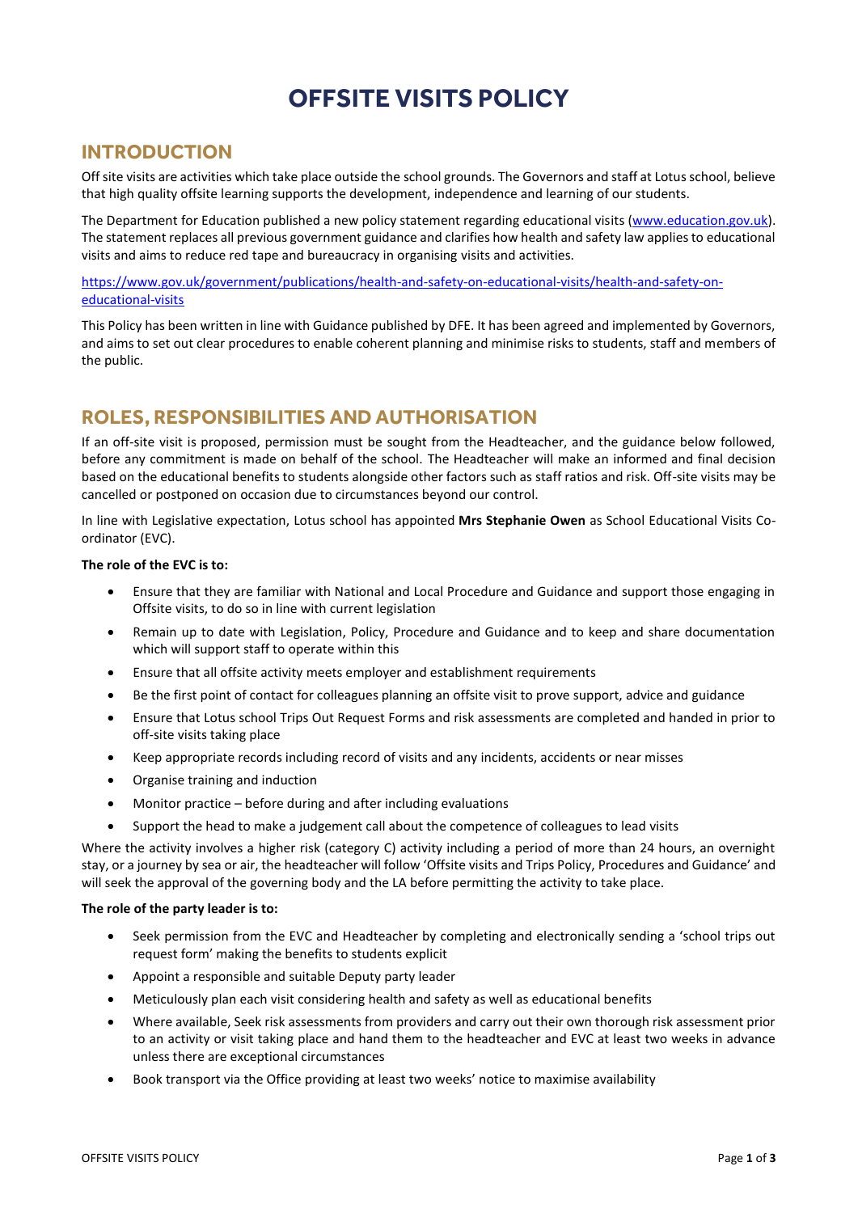# OFFSITE VISITS POLICY

## INTRODUCTION

Off site visits are activities which take place outside the school grounds. The Governors and staff at Lotus school, believe that high quality offsite learning supports the development, independence and learning of our students.

The Department for Education published a new policy statement regarding educational visits ([www.education.gov.uk](www.education.gov.uk)). The statement replaces all previous government guidance and clarifies how health and safety law applies to educational visits and aims to reduce red tape and bureaucracy in organising visits and activities.

[https://www.gov.uk/government/publications/health-and-safety-on-educational-visits/health-and-safety-on-educational-visits](https://www.gov.uk/government/publications/health-and-safety-on-educational-visits/health-and-safety-on-educational-visits)

This Policy has been written in line with Guidance published by DFE. It has been agreed and implemented by Governors, and aims to set out clear procedures to enable coherent planning and minimise risks to students, staff and members of the public.

## ROLES, RESPONSIBILITIES AND AUTHORISATION

If an off-site visit is proposed, permission must be sought from the Headteacher, and the guidance below followed, before any commitment is made on behalf of the school. The Headteacher will make an informed and final decision based on the educational benefits to students alongside other factors such as staff ratios and risk. Off-site visits may be cancelled or postponed on occasion due to circumstances beyond our control.

In line with Legislative expectation, Lotus school has appointed **Mrs Stephanie Owen** as School Educational Visits Co-ordinator (EVC).

**The role of the EVC is to:**

- Ensure that they are familiar with National and Local Procedure and Guidance and support those engaging in Offsite visits, to do so in line with current legislation
- Remain up to date with Legislation, Policy, Procedure and Guidance and to keep and share documentation which will support staff to operate within this
- Ensure that all offsite activity meets employer and establishment requirements
- Be the first point of contact for colleagues planning an offsite visit to prove support, advice and guidance
- Ensure that Lotus school Trips Out Request Forms and risk assessments are completed and handed in prior to off-site visits taking place
- Keep appropriate records including record of visits and any incidents, accidents or near misses
- Organise training and induction
- Monitor practice – before during and after including evaluations
- Support the head to make a judgement call about the competence of colleagues to lead visits

Where the activity involves a higher risk (category C) activity including a period of more than 24 hours, an overnight stay, or a journey by sea or air, the headteacher will follow 'Offsite visits and Trips Policy, Procedures and Guidance' and will seek the approval of the governing body and the LA before permitting the activity to take place.

**The role of the party leader is to:**

- Seek permission from the EVC and Headteacher by completing and electronically sending a 'school trips out request form' making the benefits to students explicit
- Appoint a responsible and suitable Deputy party leader
- Meticulously plan each visit considering health and safety as well as educational benefits
- Where available, Seek risk assessments from providers and carry out their own thorough risk assessment prior to an activity or visit taking place and hand them to the headteacher and EVC at least two weeks in advance unless there are exceptional circumstances
- Book transport via the Office providing at least two weeks' notice to maximise availability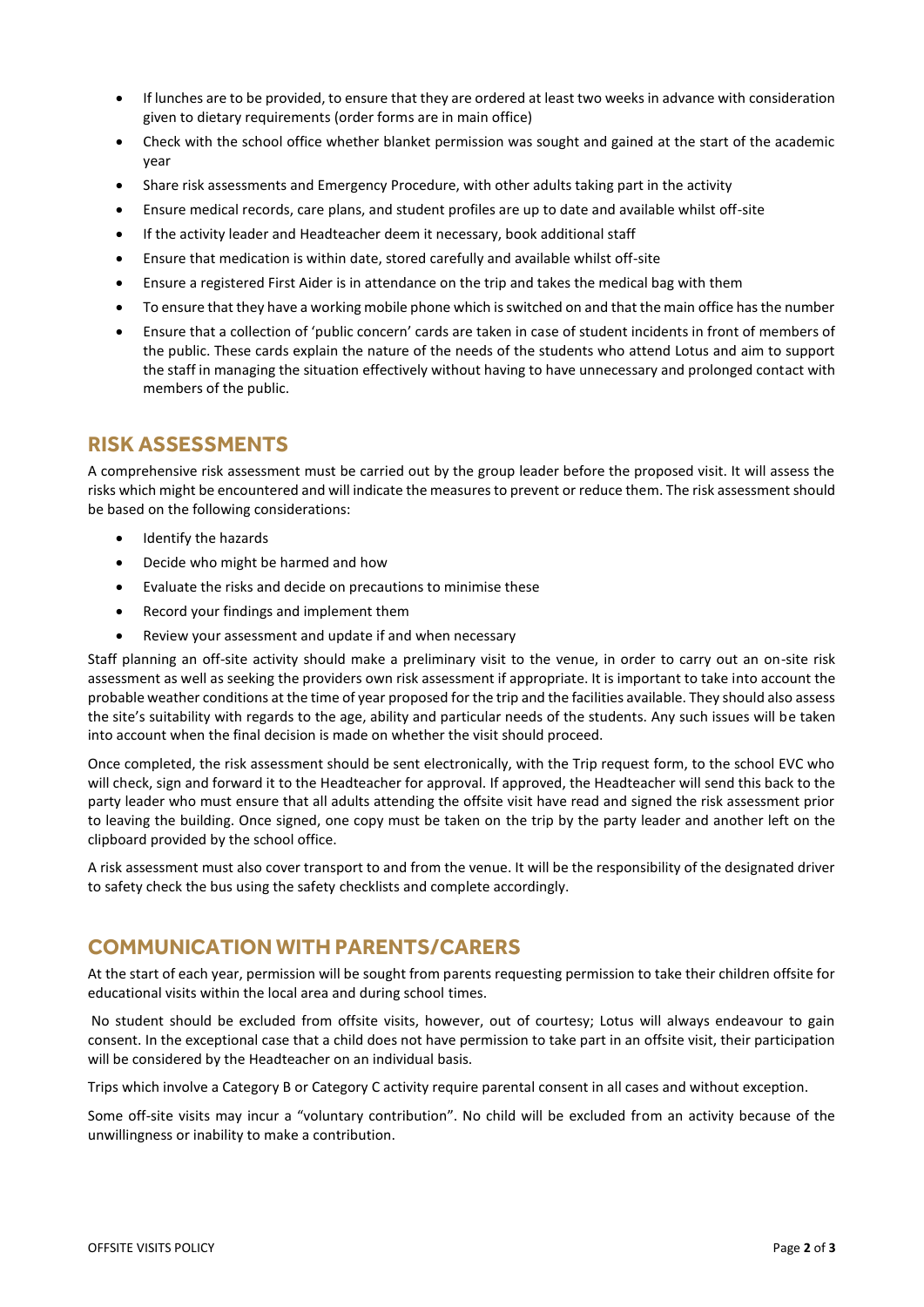- If lunches are to be provided, to ensure that they are ordered at least two weeks in advance with consideration given to dietary requirements (order forms are in main office)
- Check with the school office whether blanket permission was sought and gained at the start of the academic year
- Share risk assessments and Emergency Procedure, with other adults taking part in the activity
- Ensure medical records, care plans, and student profiles are up to date and available whilst off-site
- If the activity leader and Headteacher deem it necessary, book additional staff
- Ensure that medication is within date, stored carefully and available whilst off-site
- Ensure a registered First Aider is in attendance on the trip and takes the medical bag with them
- To ensure that they have a working mobile phone which is switched on and that the main office has the number
- Ensure that a collection of 'public concern' cards are taken in case of student incidents in front of members of the public. These cards explain the nature of the needs of the students who attend Lotus and aim to support the staff in managing the situation effectively without having to have unnecessary and prolonged contact with members of the public.

## RISK ASSESSMENTS

A comprehensive risk assessment must be carried out by the group leader before the proposed visit. It will assess the risks which might be encountered and will indicate the measures to prevent or reduce them. The risk assessment should be based on the following considerations:

- Identify the hazards
- Decide who might be harmed and how
- Evaluate the risks and decide on precautions to minimise these
- Record your findings and implement them
- Review your assessment and update if and when necessary

Staff planning an off-site activity should make a preliminary visit to the venue, in order to carry out an on-site risk assessment as well as seeking the providers own risk assessment if appropriate. It is important to take into account the probable weather conditions at the time of year proposed for the trip and the facilities available. They should also assess the site's suitability with regards to the age, ability and particular needs of the students. Any such issues will be taken into account when the final decision is made on whether the visit should proceed.

Once completed, the risk assessment should be sent electronically, with the Trip request form, to the school EVC who will check, sign and forward it to the Headteacher for approval. If approved, the Headteacher will send this back to the party leader who must ensure that all adults attending the offsite visit have read and signed the risk assessment prior to leaving the building. Once signed, one copy must be taken on the trip by the party leader and another left on the clipboard provided by the school office.

A risk assessment must also cover transport to and from the venue. It will be the responsibility of the designated driver to safety check the bus using the safety checklists and complete accordingly.

## COMMUNICATION WITH PARENTS/CARERS

At the start of each year, permission will be sought from parents requesting permission to take their children offsite for educational visits within the local area and during school times.

No student should be excluded from offsite visits, however, out of courtesy; Lotus will always endeavour to gain consent. In the exceptional case that a child does not have permission to take part in an offsite visit, their participation will be considered by the Headteacher on an individual basis.

Trips which involve a Category B or Category C activity require parental consent in all cases and without exception.

Some off-site visits may incur a "voluntary contribution". No child will be excluded from an activity because of the unwillingness or inability to make a contribution.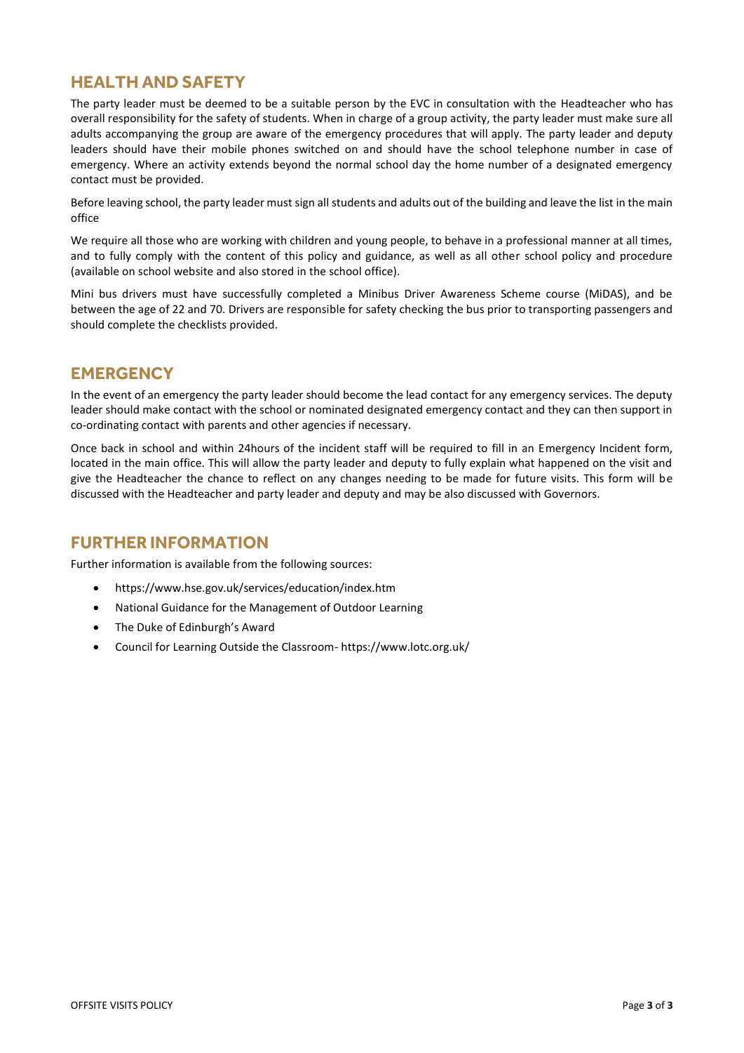## HEALTH AND SAFETY

The party leader must be deemed to be a suitable person by the EVC in consultation with the Headteacher who has overall responsibility for the safety of students. When in charge of a group activity, the party leader must make sure all adults accompanying the group are aware of the emergency procedures that will apply. The party leader and deputy leaders should have their mobile phones switched on and should have the school telephone number in case of emergency. Where an activity extends beyond the normal school day the home number of a designated emergency contact must be provided.

Before leaving school, the party leader must sign all students and adults out of the building and leave the list in the main office

We require all those who are working with children and young people, to behave in a professional manner at all times, and to fully comply with the content of this policy and guidance, as well as all other school policy and procedure (available on school website and also stored in the school office).

Mini bus drivers must have successfully completed a Minibus Driver Awareness Scheme course (MiDAS), and be between the age of 22 and 70. Drivers are responsible for safety checking the bus prior to transporting passengers and should complete the checklists provided.

## EMERGENCY

In the event of an emergency the party leader should become the lead contact for any emergency services. The deputy leader should make contact with the school or nominated designated emergency contact and they can then support in co-ordinating contact with parents and other agencies if necessary.

Once back in school and within 24hours of the incident staff will be required to fill in an Emergency Incident form, located in the main office. This will allow the party leader and deputy to fully explain what happened on the visit and give the Headteacher the chance to reflect on any changes needing to be made for future visits. This form will be discussed with the Headteacher and party leader and deputy and may be also discussed with Governors.

## FURTHER INFORMATION

Further information is available from the following sources:

- https://www.hse.gov.uk/services/education/index.htm
- National Guidance for the Management of Outdoor Learning
- The Duke of Edinburgh's Award
- Council for Learning Outside the Classroom- https://www.lotc.org.uk/